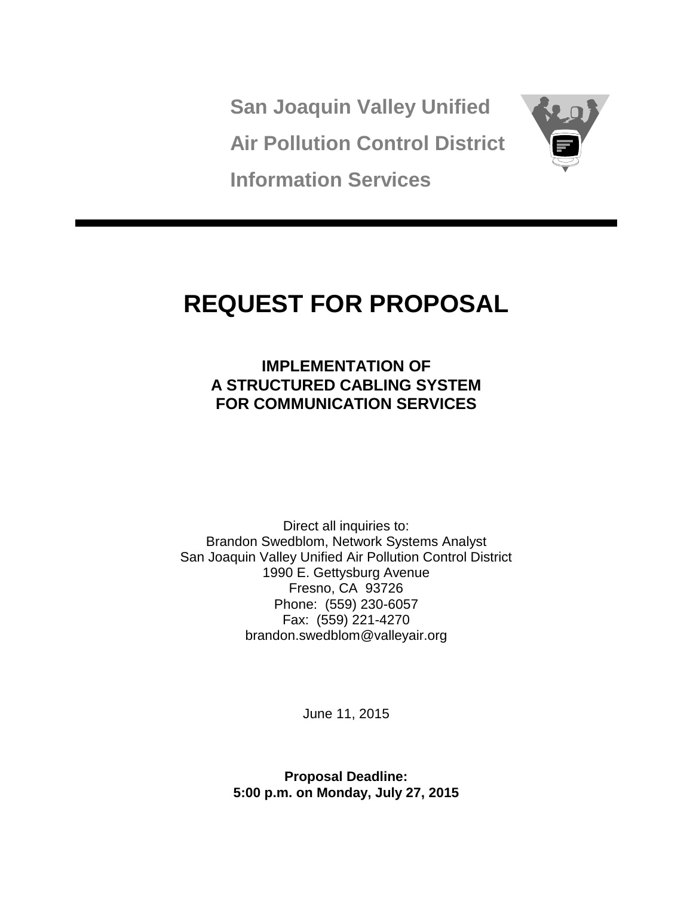**San Joaquin Valley Unified**

**Air Pollution Control District**

**Information Services**

---

# REQUEST FOR PROPOSAL

### IMPLEMENTATION OF
### A STRUCTURED CABLING SYSTEM
### FOR COMMUNICATION SERVICES

Direct all inquiries to:
Brandon Swedblom, Network Systems Analyst
San Joaquin Valley Unified Air Pollution Control District
1990 E. Gettysburg Avenue
Fresno, CA 93726
Phone: (559) 230-6057
Fax: (559) 221-4270
brandon.swedblom@valleyair.org

June 11, 2015

**Proposal Deadline:**
**5:00 p.m. on Monday, July 27, 2015**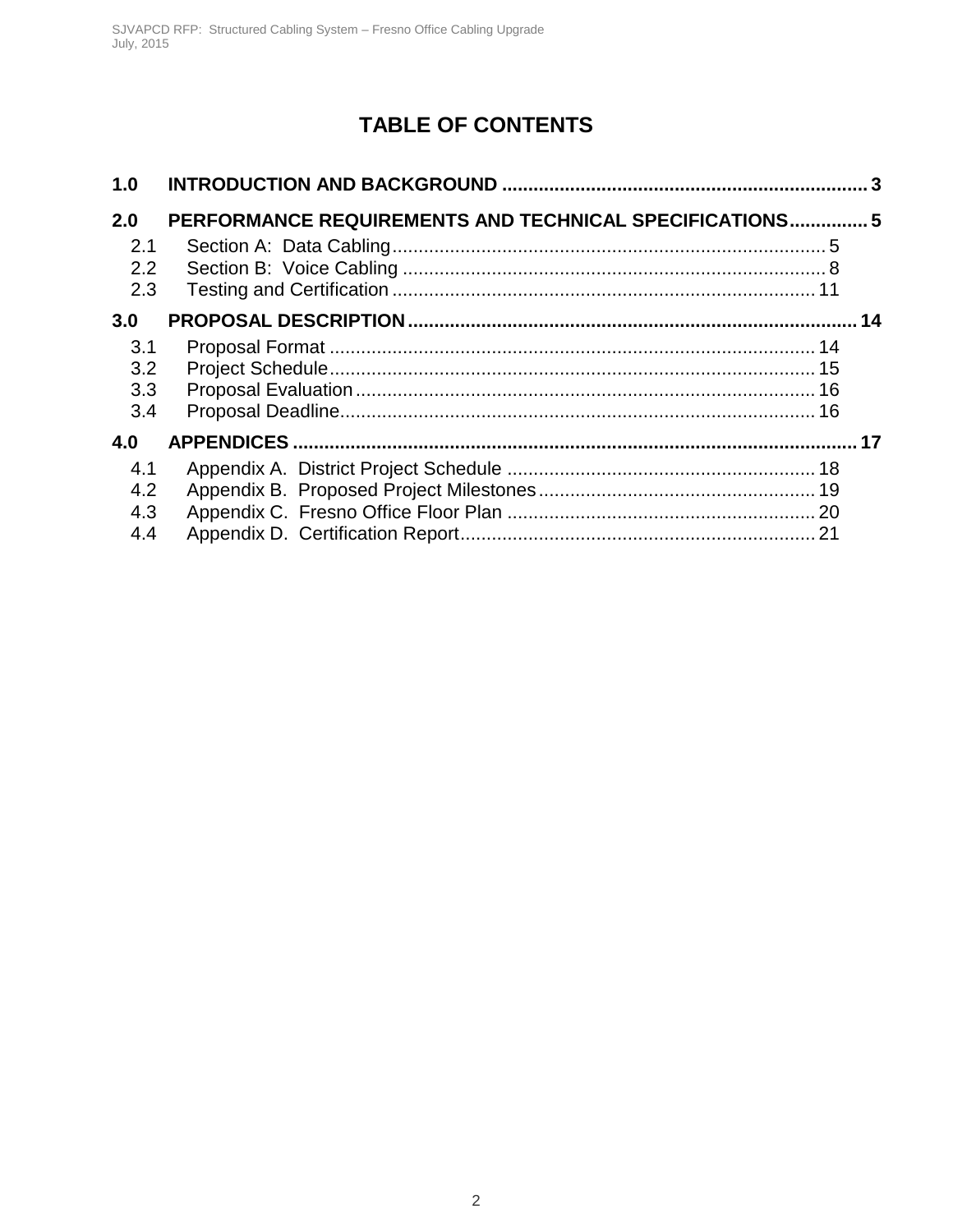# TABLE OF CONTENTS

**1.0 INTRODUCTION AND BACKGROUND** ..... 3

**2.0 PERFORMANCE REQUIREMENTS AND TECHNICAL SPECIFICATIONS** ..... 5

- 2.1 Section A: Data Cabling ..... 5
- 2.2 Section B: Voice Cabling ..... 8
- 2.3 Testing and Certification ..... 11

**3.0 PROPOSAL DESCRIPTION** ..... 14

- 3.1 Proposal Format ..... 14
- 3.2 Project Schedule ..... 15
- 3.3 Proposal Evaluation ..... 16
- 3.4 Proposal Deadline ..... 16

**4.0 APPENDICES** ..... 17

- 4.1 Appendix A. District Project Schedule ..... 18
- 4.2 Appendix B. Proposed Project Milestones ..... 19
- 4.3 Appendix C. Fresno Office Floor Plan ..... 20
- 4.4 Appendix D. Certification Report ..... 21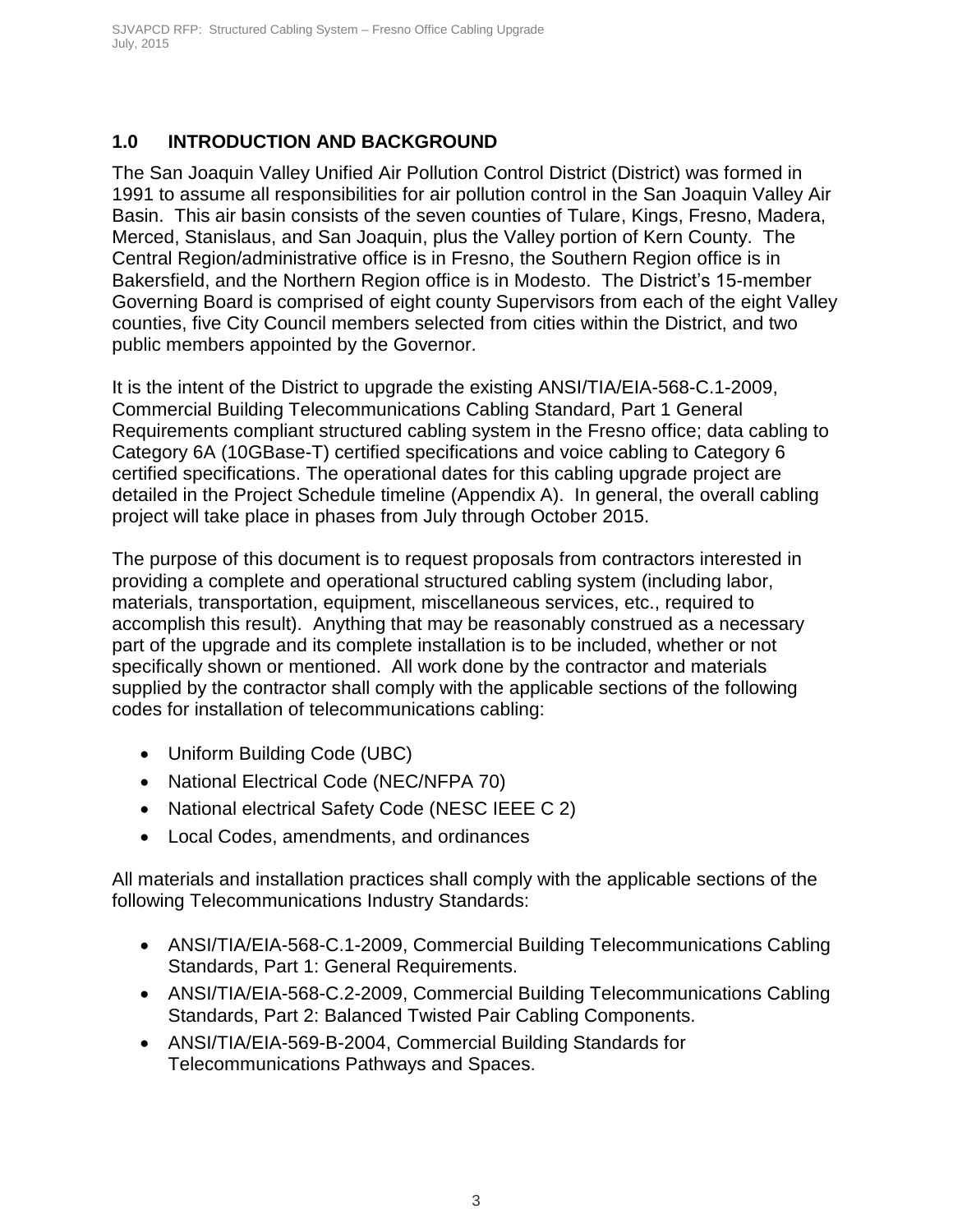## 1.0 INTRODUCTION AND BACKGROUND

The San Joaquin Valley Unified Air Pollution Control District (District) was formed in 1991 to assume all responsibilities for air pollution control in the San Joaquin Valley Air Basin. This air basin consists of the seven counties of Tulare, Kings, Fresno, Madera, Merced, Stanislaus, and San Joaquin, plus the Valley portion of Kern County. The Central Region/administrative office is in Fresno, the Southern Region office is in Bakersfield, and the Northern Region office is in Modesto. The District's 15-member Governing Board is comprised of eight county Supervisors from each of the eight Valley counties, five City Council members selected from cities within the District, and two public members appointed by the Governor.

It is the intent of the District to upgrade the existing ANSI/TIA/EIA-568-C.1-2009, Commercial Building Telecommunications Cabling Standard, Part 1 General Requirements compliant structured cabling system in the Fresno office; data cabling to Category 6A (10GBase-T) certified specifications and voice cabling to Category 6 certified specifications. The operational dates for this cabling upgrade project are detailed in the Project Schedule timeline (Appendix A). In general, the overall cabling project will take place in phases from July through October 2015.

The purpose of this document is to request proposals from contractors interested in providing a complete and operational structured cabling system (including labor, materials, transportation, equipment, miscellaneous services, etc., required to accomplish this result). Anything that may be reasonably construed as a necessary part of the upgrade and its complete installation is to be included, whether or not specifically shown or mentioned. All work done by the contractor and materials supplied by the contractor shall comply with the applicable sections of the following codes for installation of telecommunications cabling:

- Uniform Building Code (UBC)
- National Electrical Code (NEC/NFPA 70)
- National electrical Safety Code (NESC IEEE C 2)
- Local Codes, amendments, and ordinances

All materials and installation practices shall comply with the applicable sections of the following Telecommunications Industry Standards:

- ANSI/TIA/EIA-568-C.1-2009, Commercial Building Telecommunications Cabling Standards, Part 1: General Requirements.
- ANSI/TIA/EIA-568-C.2-2009, Commercial Building Telecommunications Cabling Standards, Part 2: Balanced Twisted Pair Cabling Components.
- ANSI/TIA/EIA-569-B-2004, Commercial Building Standards for Telecommunications Pathways and Spaces.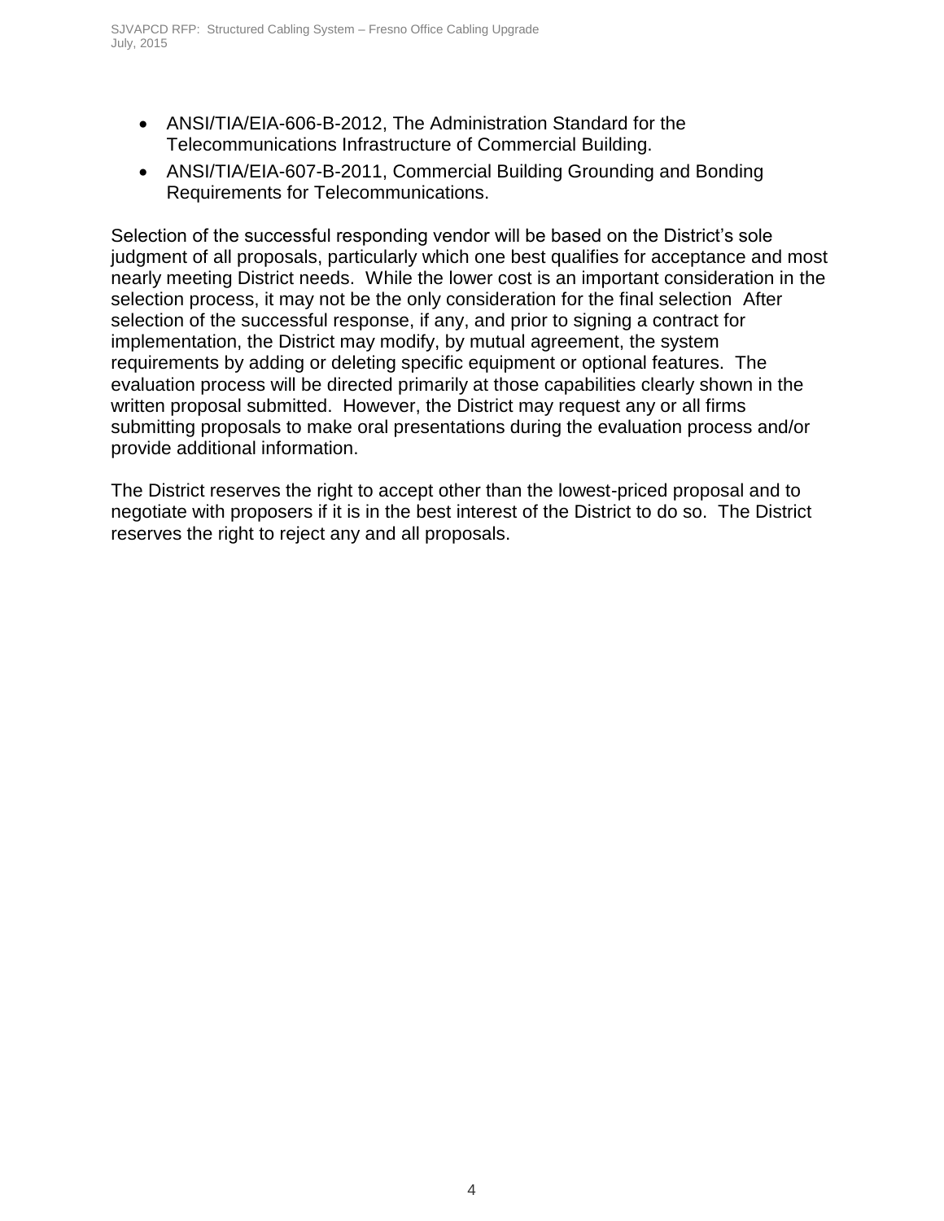- ANSI/TIA/EIA-606-B-2012, The Administration Standard for the Telecommunications Infrastructure of Commercial Building.
- ANSI/TIA/EIA-607-B-2011, Commercial Building Grounding and Bonding Requirements for Telecommunications.

Selection of the successful responding vendor will be based on the District's sole judgment of all proposals, particularly which one best qualifies for acceptance and most nearly meeting District needs. While the lower cost is an important consideration in the selection process, it may not be the only consideration for the final selection After selection of the successful response, if any, and prior to signing a contract for implementation, the District may modify, by mutual agreement, the system requirements by adding or deleting specific equipment or optional features. The evaluation process will be directed primarily at those capabilities clearly shown in the written proposal submitted. However, the District may request any or all firms submitting proposals to make oral presentations during the evaluation process and/or provide additional information.

The District reserves the right to accept other than the lowest-priced proposal and to negotiate with proposers if it is in the best interest of the District to do so. The District reserves the right to reject any and all proposals.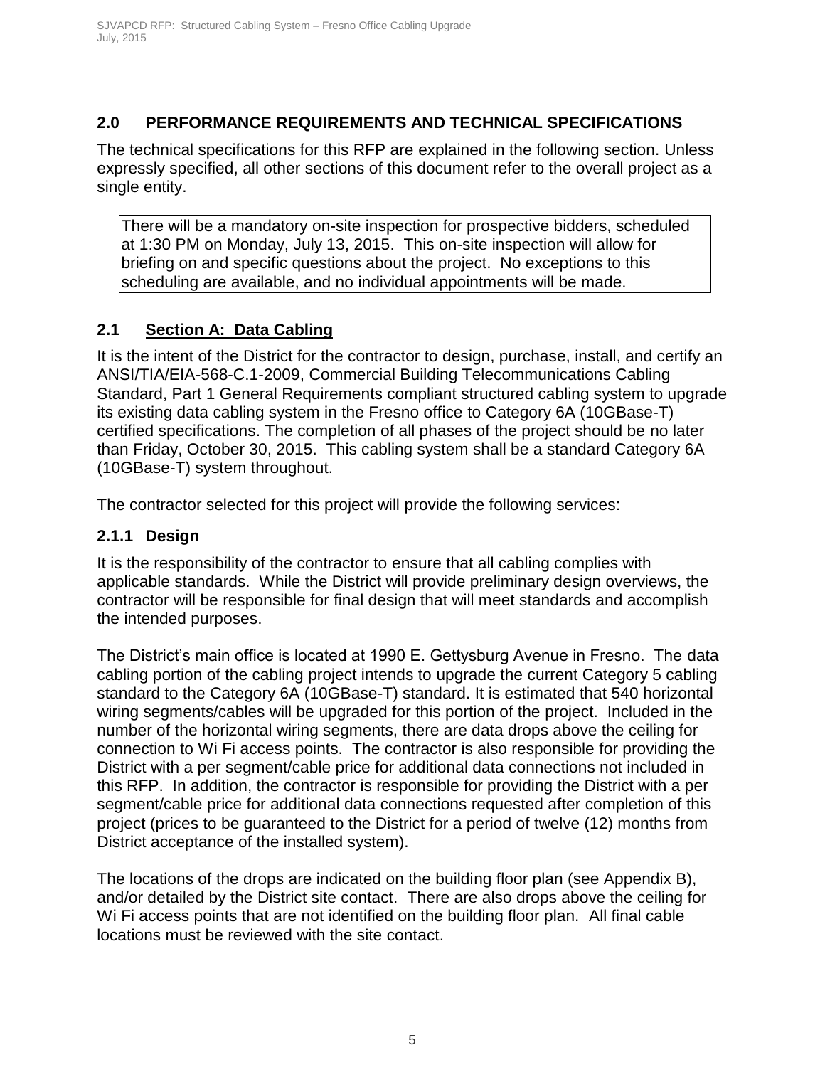## 2.0 PERFORMANCE REQUIREMENTS AND TECHNICAL SPECIFICATIONS

The technical specifications for this RFP are explained in the following section. Unless expressly specified, all other sections of this document refer to the overall project as a single entity.

There will be a mandatory on-site inspection for prospective bidders, scheduled at 1:30 PM on Monday, July 13, 2015. This on-site inspection will allow for briefing on and specific questions about the project. No exceptions to this scheduling are available, and no individual appointments will be made.

## 2.1 Section A: Data Cabling

It is the intent of the District for the contractor to design, purchase, install, and certify an ANSI/TIA/EIA-568-C.1-2009, Commercial Building Telecommunications Cabling Standard, Part 1 General Requirements compliant structured cabling system to upgrade its existing data cabling system in the Fresno office to Category 6A (10GBase-T) certified specifications. The completion of all phases of the project should be no later than Friday, October 30, 2015. This cabling system shall be a standard Category 6A (10GBase-T) system throughout.

The contractor selected for this project will provide the following services:

### 2.1.1 Design

It is the responsibility of the contractor to ensure that all cabling complies with applicable standards. While the District will provide preliminary design overviews, the contractor will be responsible for final design that will meet standards and accomplish the intended purposes.

The District's main office is located at 1990 E. Gettysburg Avenue in Fresno. The data cabling portion of the cabling project intends to upgrade the current Category 5 cabling standard to the Category 6A (10GBase-T) standard. It is estimated that 540 horizontal wiring segments/cables will be upgraded for this portion of the project. Included in the number of the horizontal wiring segments, there are data drops above the ceiling for connection to Wi Fi access points. The contractor is also responsible for providing the District with a per segment/cable price for additional data connections not included in this RFP. In addition, the contractor is responsible for providing the District with a per segment/cable price for additional data connections requested after completion of this project (prices to be guaranteed to the District for a period of twelve (12) months from District acceptance of the installed system).

The locations of the drops are indicated on the building floor plan (see Appendix B), and/or detailed by the District site contact. There are also drops above the ceiling for Wi Fi access points that are not identified on the building floor plan. All final cable locations must be reviewed with the site contact.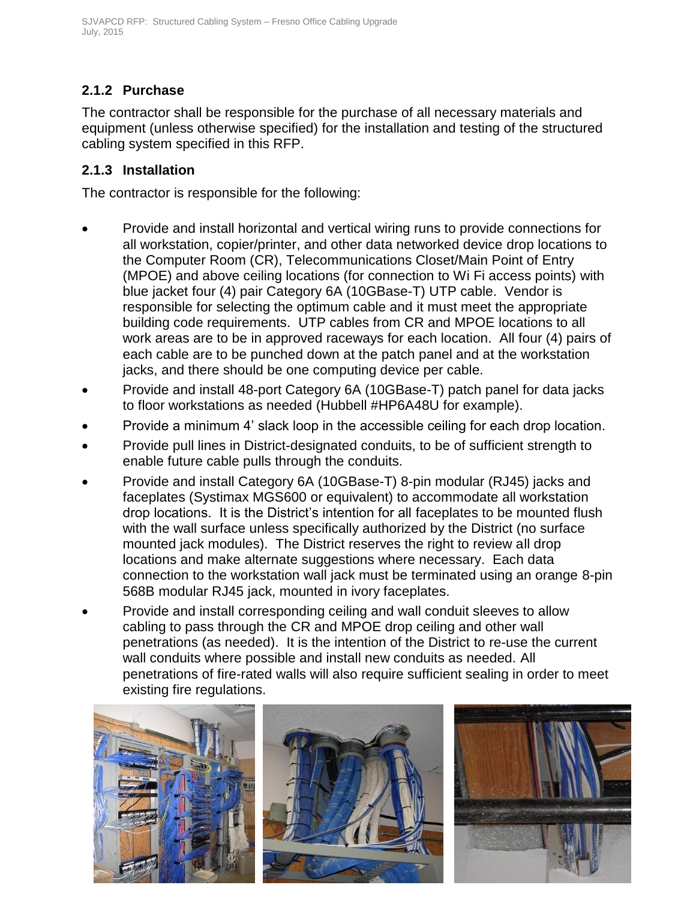### 2.1.2 Purchase

The contractor shall be responsible for the purchase of all necessary materials and equipment (unless otherwise specified) for the installation and testing of the structured cabling system specified in this RFP.

### 2.1.3 Installation

The contractor is responsible for the following:

- Provide and install horizontal and vertical wiring runs to provide connections for all workstation, copier/printer, and other data networked device drop locations to the Computer Room (CR), Telecommunications Closet/Main Point of Entry (MPOE) and above ceiling locations (for connection to Wi Fi access points) with blue jacket four (4) pair Category 6A (10GBase-T) UTP cable. Vendor is responsible for selecting the optimum cable and it must meet the appropriate building code requirements. UTP cables from CR and MPOE locations to all work areas are to be in approved raceways for each location. All four (4) pairs of each cable are to be punched down at the patch panel and at the workstation jacks, and there should be one computing device per cable.
- Provide and install 48-port Category 6A (10GBase-T) patch panel for data jacks to floor workstations as needed (Hubbell #HP6A48U for example).
- Provide a minimum 4' slack loop in the accessible ceiling for each drop location.
- Provide pull lines in District-designated conduits, to be of sufficient strength to enable future cable pulls through the conduits.
- Provide and install Category 6A (10GBase-T) 8-pin modular (RJ45) jacks and faceplates (Systimax MGS600 or equivalent) to accommodate all workstation drop locations. It is the District's intention for all faceplates to be mounted flush with the wall surface unless specifically authorized by the District (no surface mounted jack modules). The District reserves the right to review all drop locations and make alternate suggestions where necessary. Each data connection to the workstation wall jack must be terminated using an orange 8-pin 568B modular RJ45 jack, mounted in ivory faceplates.
- Provide and install corresponding ceiling and wall conduit sleeves to allow cabling to pass through the CR and MPOE drop ceiling and other wall penetrations (as needed). It is the intention of the District to re-use the current wall conduits where possible and install new conduits as needed. All penetrations of fire-rated walls will also require sufficient sealing in order to meet existing fire regulations.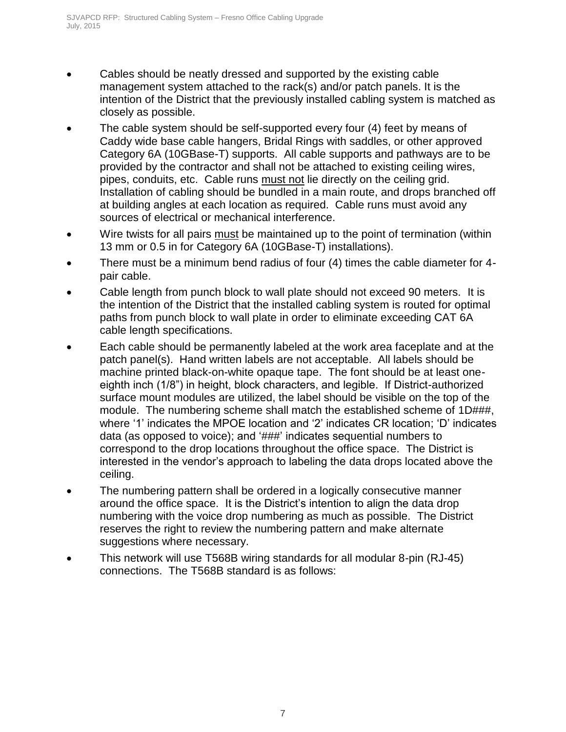- Cables should be neatly dressed and supported by the existing cable management system attached to the rack(s) and/or patch panels. It is the intention of the District that the previously installed cabling system is matched as closely as possible.
- The cable system should be self-supported every four (4) feet by means of Caddy wide base cable hangers, Bridal Rings with saddles, or other approved Category 6A (10GBase-T) supports. All cable supports and pathways are to be provided by the contractor and shall not be attached to existing ceiling wires, pipes, conduits, etc. Cable runs must not lie directly on the ceiling grid. Installation of cabling should be bundled in a main route, and drops branched off at building angles at each location as required. Cable runs must avoid any sources of electrical or mechanical interference.
- Wire twists for all pairs must be maintained up to the point of termination (within 13 mm or 0.5 in for Category 6A (10GBase-T) installations).
- There must be a minimum bend radius of four (4) times the cable diameter for 4-pair cable.
- Cable length from punch block to wall plate should not exceed 90 meters. It is the intention of the District that the installed cabling system is routed for optimal paths from punch block to wall plate in order to eliminate exceeding CAT 6A cable length specifications.
- Each cable should be permanently labeled at the work area faceplate and at the patch panel(s). Hand written labels are not acceptable. All labels should be machine printed black-on-white opaque tape. The font should be at least one-eighth inch (1/8") in height, block characters, and legible. If District-authorized surface mount modules are utilized, the label should be visible on the top of the module. The numbering scheme shall match the established scheme of 1D###, where '1' indicates the MPOE location and '2' indicates CR location; 'D' indicates data (as opposed to voice); and '###' indicates sequential numbers to correspond to the drop locations throughout the office space. The District is interested in the vendor's approach to labeling the data drops located above the ceiling.
- The numbering pattern shall be ordered in a logically consecutive manner around the office space. It is the District's intention to align the data drop numbering with the voice drop numbering as much as possible. The District reserves the right to review the numbering pattern and make alternate suggestions where necessary.
- This network will use T568B wiring standards for all modular 8-pin (RJ-45) connections. The T568B standard is as follows: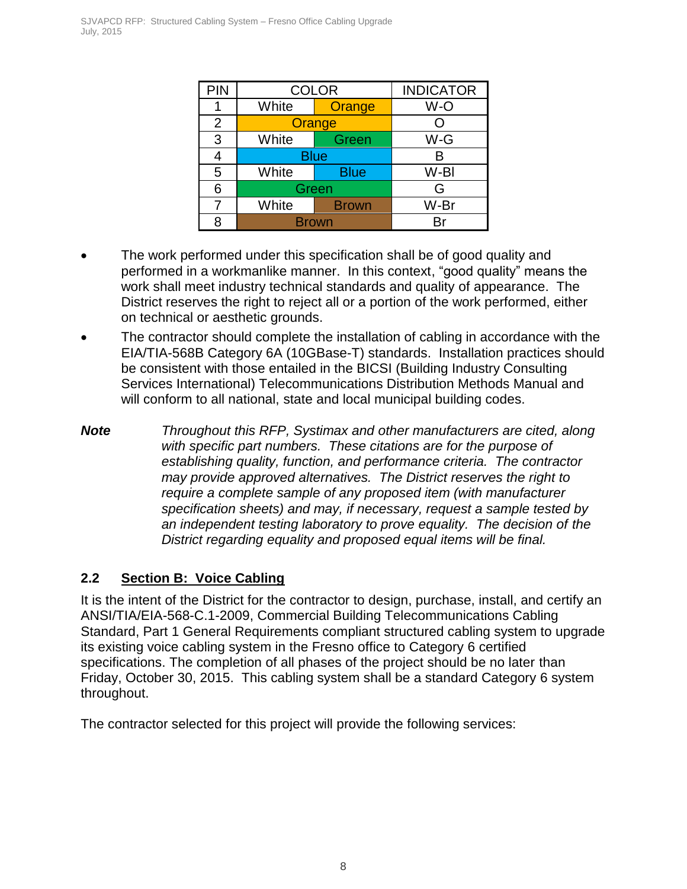| PIN | COLOR | | INDICATOR |
|---|---|---|---|
| 1 | White | Orange | W-O |
| 2 | Orange | | O |
| 3 | White | Green | W-G |
| 4 | Blue | | B |
| 5 | White | Blue | W-Bl |
| 6 | Green | | G |
| 7 | White | Brown | W-Br |
| 8 | Brown | | Br |

- The work performed under this specification shall be of good quality and performed in a workmanlike manner. In this context, "good quality" means the work shall meet industry technical standards and quality of appearance. The District reserves the right to reject all or a portion of the work performed, either on technical or aesthetic grounds.
- The contractor should complete the installation of cabling in accordance with the EIA/TIA-568B Category 6A (10GBase-T) standards. Installation practices should be consistent with those entailed in the BICSI (Building Industry Consulting Services International) Telecommunications Distribution Methods Manual and will conform to all national, state and local municipal building codes.

***Note*** *Throughout this RFP, Systimax and other manufacturers are cited, along with specific part numbers. These citations are for the purpose of establishing quality, function, and performance criteria. The contractor may provide approved alternatives. The District reserves the right to require a complete sample of any proposed item (with manufacturer specification sheets) and may, if necessary, request a sample tested by an independent testing laboratory to prove equality. The decision of the District regarding equality and proposed equal items will be final.*

## 2.2 Section B: Voice Cabling

It is the intent of the District for the contractor to design, purchase, install, and certify an ANSI/TIA/EIA-568-C.1-2009, Commercial Building Telecommunications Cabling Standard, Part 1 General Requirements compliant structured cabling system to upgrade its existing voice cabling system in the Fresno office to Category 6 certified specifications. The completion of all phases of the project should be no later than Friday, October 30, 2015. This cabling system shall be a standard Category 6 system throughout.

The contractor selected for this project will provide the following services: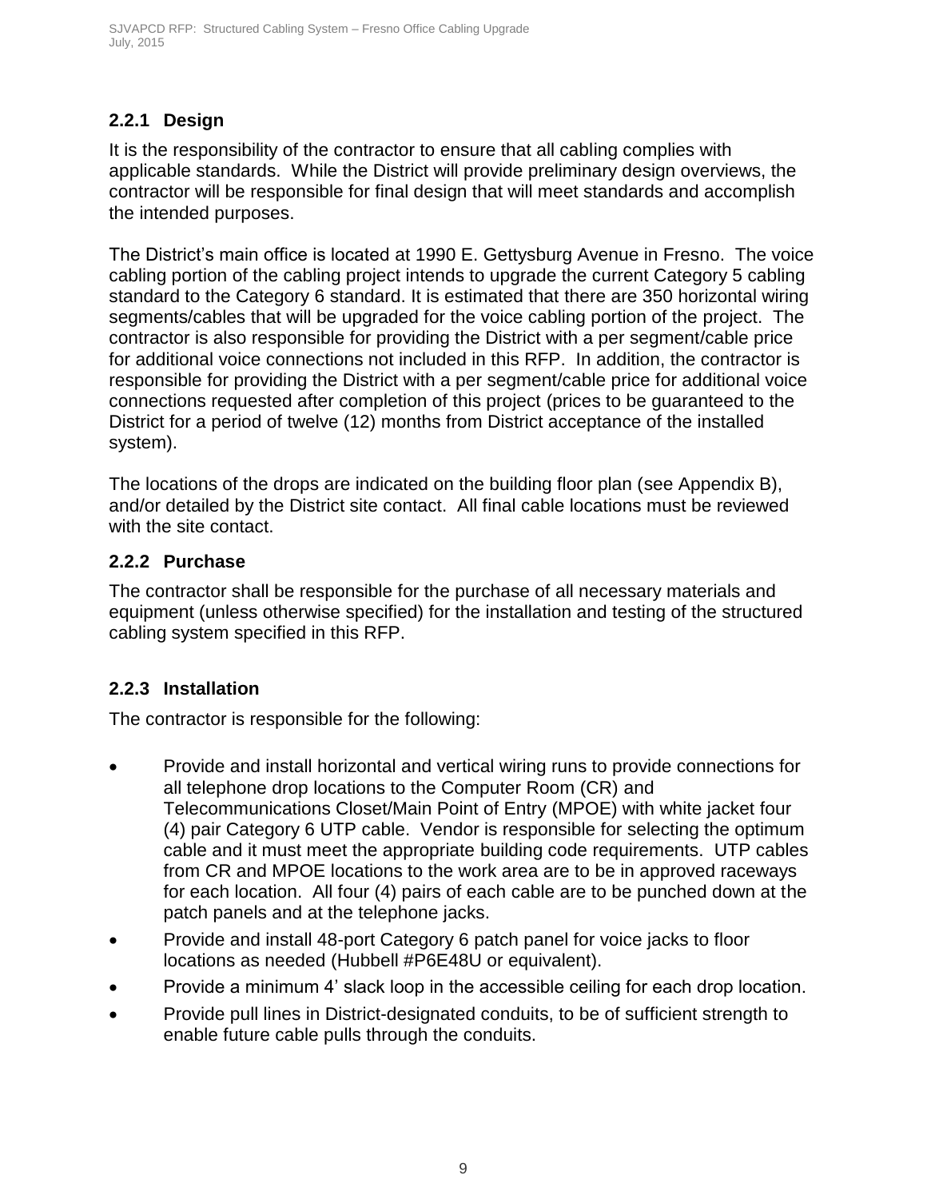### 2.2.1 Design

It is the responsibility of the contractor to ensure that all cabling complies with applicable standards. While the District will provide preliminary design overviews, the contractor will be responsible for final design that will meet standards and accomplish the intended purposes.

The District's main office is located at 1990 E. Gettysburg Avenue in Fresno. The voice cabling portion of the cabling project intends to upgrade the current Category 5 cabling standard to the Category 6 standard. It is estimated that there are 350 horizontal wiring segments/cables that will be upgraded for the voice cabling portion of the project. The contractor is also responsible for providing the District with a per segment/cable price for additional voice connections not included in this RFP. In addition, the contractor is responsible for providing the District with a per segment/cable price for additional voice connections requested after completion of this project (prices to be guaranteed to the District for a period of twelve (12) months from District acceptance of the installed system).

The locations of the drops are indicated on the building floor plan (see Appendix B), and/or detailed by the District site contact. All final cable locations must be reviewed with the site contact.

### 2.2.2 Purchase

The contractor shall be responsible for the purchase of all necessary materials and equipment (unless otherwise specified) for the installation and testing of the structured cabling system specified in this RFP.

### 2.2.3 Installation

The contractor is responsible for the following:

- Provide and install horizontal and vertical wiring runs to provide connections for all telephone drop locations to the Computer Room (CR) and Telecommunications Closet/Main Point of Entry (MPOE) with white jacket four (4) pair Category 6 UTP cable. Vendor is responsible for selecting the optimum cable and it must meet the appropriate building code requirements. UTP cables from CR and MPOE locations to the work area are to be in approved raceways for each location. All four (4) pairs of each cable are to be punched down at the patch panels and at the telephone jacks.
- Provide and install 48-port Category 6 patch panel for voice jacks to floor locations as needed (Hubbell #P6E48U or equivalent).
- Provide a minimum 4' slack loop in the accessible ceiling for each drop location.
- Provide pull lines in District-designated conduits, to be of sufficient strength to enable future cable pulls through the conduits.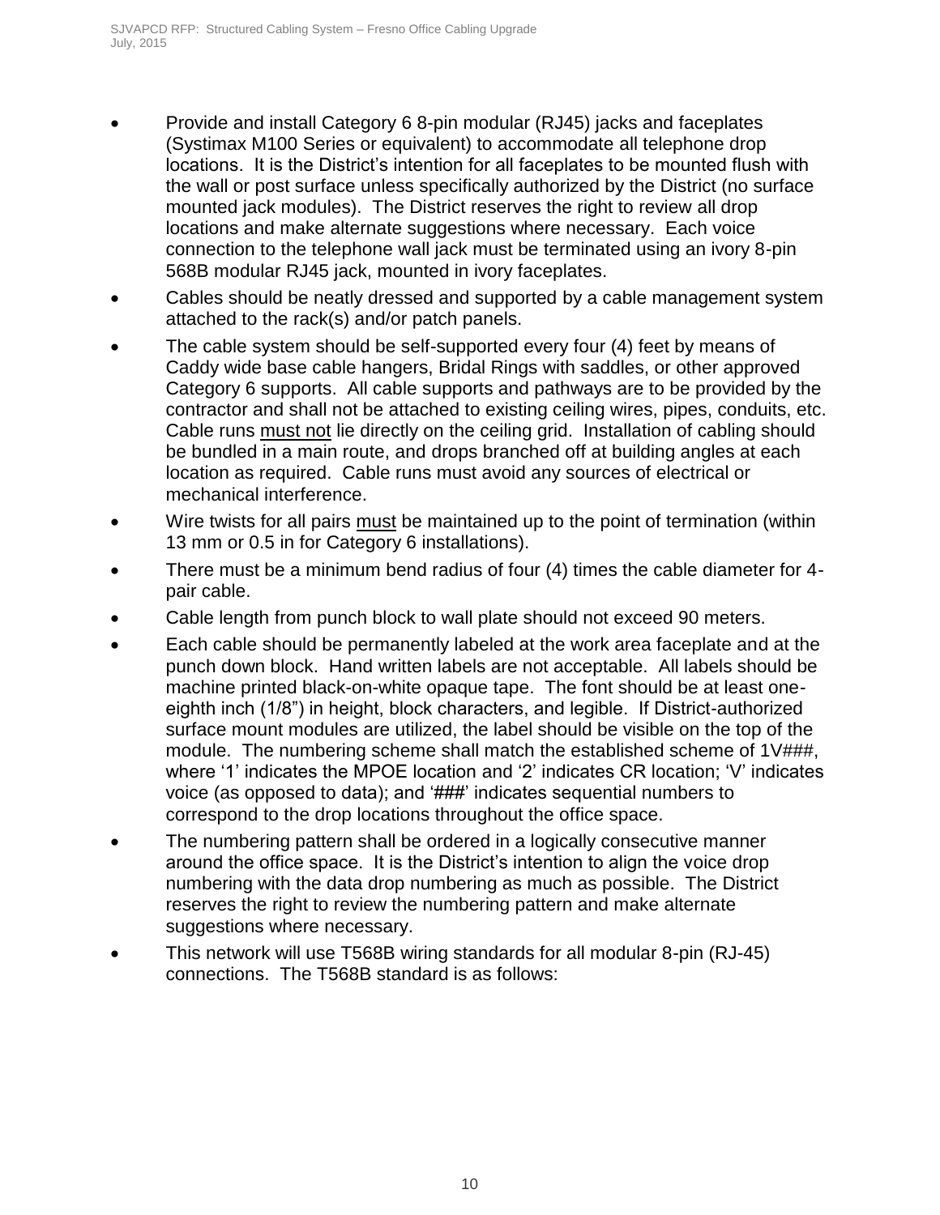- Provide and install Category 6 8-pin modular (RJ45) jacks and faceplates (Systimax M100 Series or equivalent) to accommodate all telephone drop locations. It is the District's intention for all faceplates to be mounted flush with the wall or post surface unless specifically authorized by the District (no surface mounted jack modules). The District reserves the right to review all drop locations and make alternate suggestions where necessary. Each voice connection to the telephone wall jack must be terminated using an ivory 8-pin 568B modular RJ45 jack, mounted in ivory faceplates.
- Cables should be neatly dressed and supported by a cable management system attached to the rack(s) and/or patch panels.
- The cable system should be self-supported every four (4) feet by means of Caddy wide base cable hangers, Bridal Rings with saddles, or other approved Category 6 supports. All cable supports and pathways are to be provided by the contractor and shall not be attached to existing ceiling wires, pipes, conduits, etc. Cable runs <u>must not</u> lie directly on the ceiling grid. Installation of cabling should be bundled in a main route, and drops branched off at building angles at each location as required. Cable runs must avoid any sources of electrical or mechanical interference.
- Wire twists for all pairs <u>must</u> be maintained up to the point of termination (within 13 mm or 0.5 in for Category 6 installations).
- There must be a minimum bend radius of four (4) times the cable diameter for 4-pair cable.
- Cable length from punch block to wall plate should not exceed 90 meters.
- Each cable should be permanently labeled at the work area faceplate and at the punch down block. Hand written labels are not acceptable. All labels should be machine printed black-on-white opaque tape. The font should be at least one-eighth inch (1/8") in height, block characters, and legible. If District-authorized surface mount modules are utilized, the label should be visible on the top of the module. The numbering scheme shall match the established scheme of 1V###, where '1' indicates the MPOE location and '2' indicates CR location; 'V' indicates voice (as opposed to data); and '###' indicates sequential numbers to correspond to the drop locations throughout the office space.
- The numbering pattern shall be ordered in a logically consecutive manner around the office space. It is the District's intention to align the voice drop numbering with the data drop numbering as much as possible. The District reserves the right to review the numbering pattern and make alternate suggestions where necessary.
- This network will use T568B wiring standards for all modular 8-pin (RJ-45) connections. The T568B standard is as follows: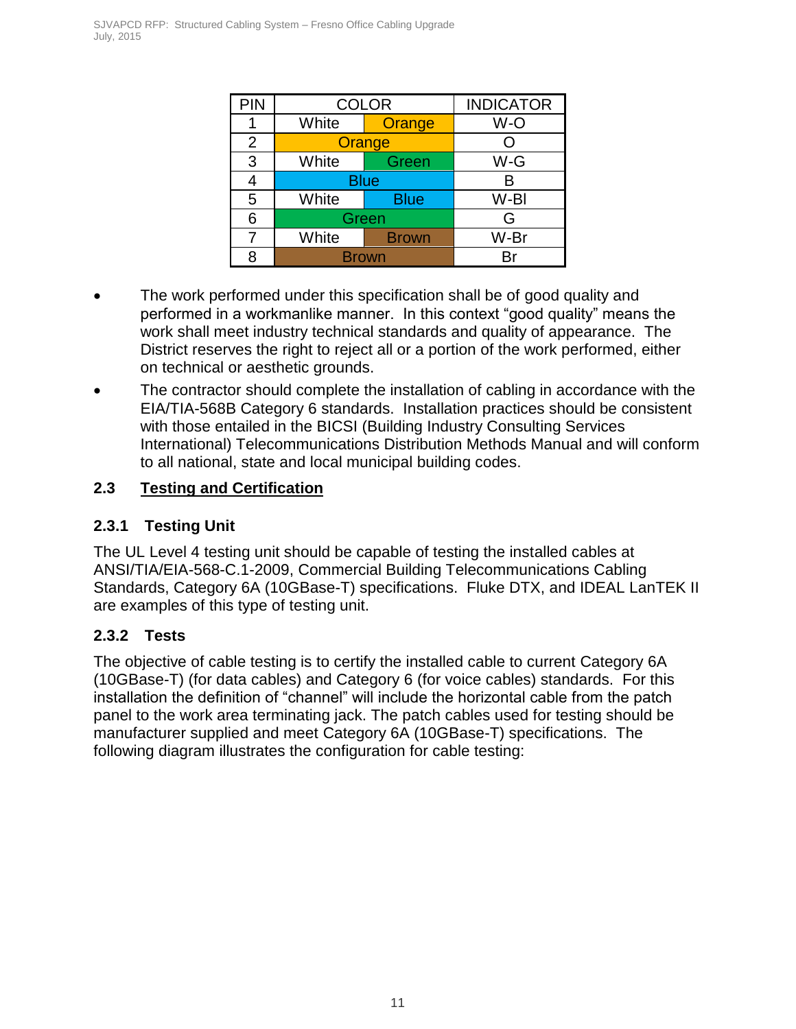| PIN | COLOR | | INDICATOR |
| --- | --- | --- | --- |
| 1 | White | Orange | W-O |
| 2 | Orange | | O |
| 3 | White | Green | W-G |
| 4 | Blue | | B |
| 5 | White | Blue | W-Bl |
| 6 | Green | | G |
| 7 | White | Brown | W-Br |
| 8 | Brown | | Br |

- The work performed under this specification shall be of good quality and performed in a workmanlike manner. In this context "good quality" means the work shall meet industry technical standards and quality of appearance. The District reserves the right to reject all or a portion of the work performed, either on technical or aesthetic grounds.
- The contractor should complete the installation of cabling in accordance with the EIA/TIA-568B Category 6 standards. Installation practices should be consistent with those entailed in the BICSI (Building Industry Consulting Services International) Telecommunications Distribution Methods Manual and will conform to all national, state and local municipal building codes.

## 2.3 Testing and Certification

### 2.3.1 Testing Unit

The UL Level 4 testing unit should be capable of testing the installed cables at ANSI/TIA/EIA-568-C.1-2009, Commercial Building Telecommunications Cabling Standards, Category 6A (10GBase-T) specifications. Fluke DTX, and IDEAL LanTEK II are examples of this type of testing unit.

### 2.3.2 Tests

The objective of cable testing is to certify the installed cable to current Category 6A (10GBase-T) (for data cables) and Category 6 (for voice cables) standards. For this installation the definition of "channel" will include the horizontal cable from the patch panel to the work area terminating jack. The patch cables used for testing should be manufacturer supplied and meet Category 6A (10GBase-T) specifications. The following diagram illustrates the configuration for cable testing: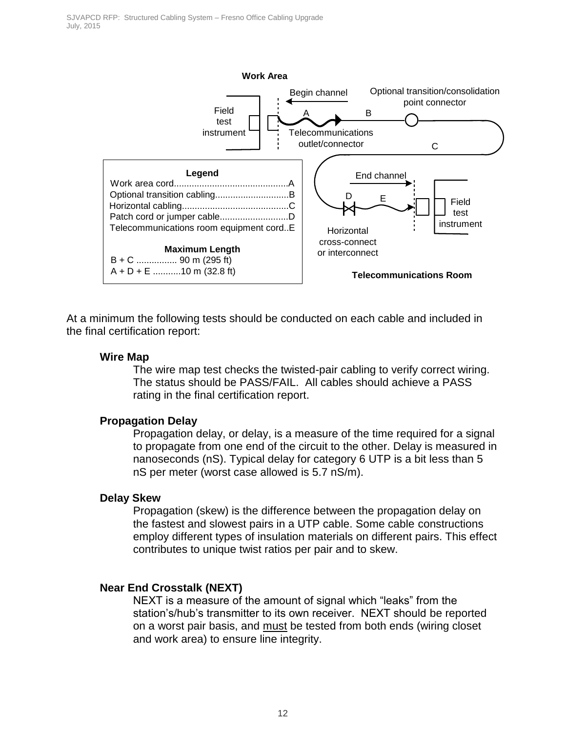**Work Area**

Begin channel

Optional transition/consolidation point connector

Field test instrument

A B

Telecommunications outlet/connector

C

**Legend**

Work area cord............................................A
Optional transition cabling............................B
Horizontal cabling.........................................C
Patch cord or jumper cable...........................D
Telecommunications room equipment cord..E

**Maximum Length**

B + C ................ 90 m (295 ft)
A + D + E ...........10 m (32.8 ft)

End channel

D E

Field test instrument

Horizontal cross-connect or interconnect

**Telecommunications Room**

At a minimum the following tests should be conducted on each cable and included in the final certification report:

**Wire Map**

The wire map test checks the twisted-pair cabling to verify correct wiring. The status should be PASS/FAIL. All cables should achieve a PASS rating in the final certification report.

**Propagation Delay**

Propagation delay, or delay, is a measure of the time required for a signal to propagate from one end of the circuit to the other. Delay is measured in nanoseconds (nS). Typical delay for category 6 UTP is a bit less than 5 nS per meter (worst case allowed is 5.7 nS/m).

**Delay Skew**

Propagation (skew) is the difference between the propagation delay on the fastest and slowest pairs in a UTP cable. Some cable constructions employ different types of insulation materials on different pairs. This effect contributes to unique twist ratios per pair and to skew.

**Near End Crosstalk (NEXT)**

NEXT is a measure of the amount of signal which "leaks" from the station's/hub's transmitter to its own receiver. NEXT should be reported on a worst pair basis, and must be tested from both ends (wiring closet and work area) to ensure line integrity.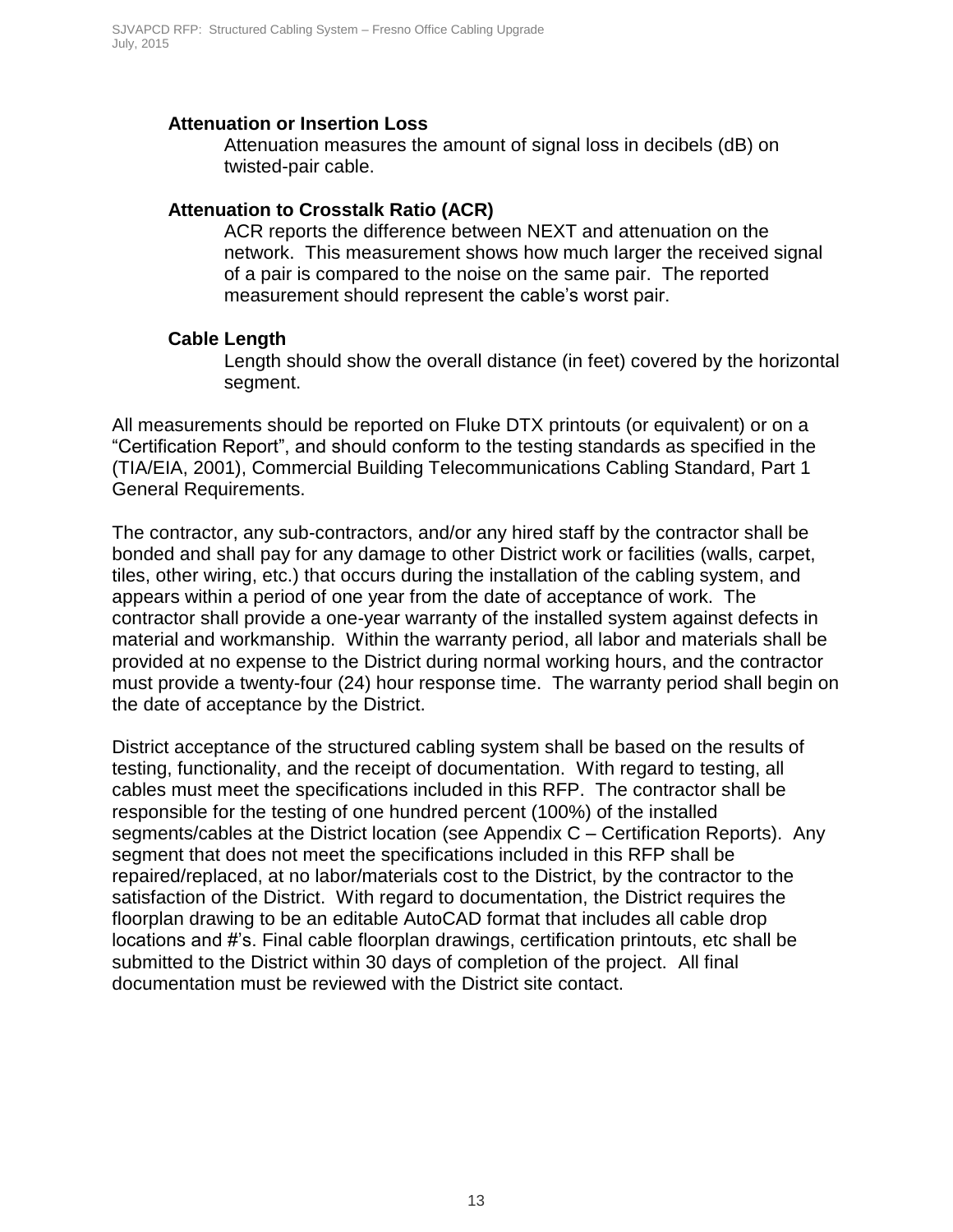**Attenuation or Insertion Loss**

Attenuation measures the amount of signal loss in decibels (dB) on twisted-pair cable.

**Attenuation to Crosstalk Ratio (ACR)**

ACR reports the difference between NEXT and attenuation on the network. This measurement shows how much larger the received signal of a pair is compared to the noise on the same pair. The reported measurement should represent the cable's worst pair.

**Cable Length**

Length should show the overall distance (in feet) covered by the horizontal segment.

All measurements should be reported on Fluke DTX printouts (or equivalent) or on a "Certification Report", and should conform to the testing standards as specified in the (TIA/EIA, 2001), Commercial Building Telecommunications Cabling Standard, Part 1 General Requirements.

The contractor, any sub-contractors, and/or any hired staff by the contractor shall be bonded and shall pay for any damage to other District work or facilities (walls, carpet, tiles, other wiring, etc.) that occurs during the installation of the cabling system, and appears within a period of one year from the date of acceptance of work. The contractor shall provide a one-year warranty of the installed system against defects in material and workmanship. Within the warranty period, all labor and materials shall be provided at no expense to the District during normal working hours, and the contractor must provide a twenty-four (24) hour response time. The warranty period shall begin on the date of acceptance by the District.

District acceptance of the structured cabling system shall be based on the results of testing, functionality, and the receipt of documentation. With regard to testing, all cables must meet the specifications included in this RFP. The contractor shall be responsible for the testing of one hundred percent (100%) of the installed segments/cables at the District location (see Appendix C – Certification Reports). Any segment that does not meet the specifications included in this RFP shall be repaired/replaced, at no labor/materials cost to the District, by the contractor to the satisfaction of the District. With regard to documentation, the District requires the floorplan drawing to be an editable AutoCAD format that includes all cable drop locations and #'s. Final cable floorplan drawings, certification printouts, etc shall be submitted to the District within 30 days of completion of the project. All final documentation must be reviewed with the District site contact.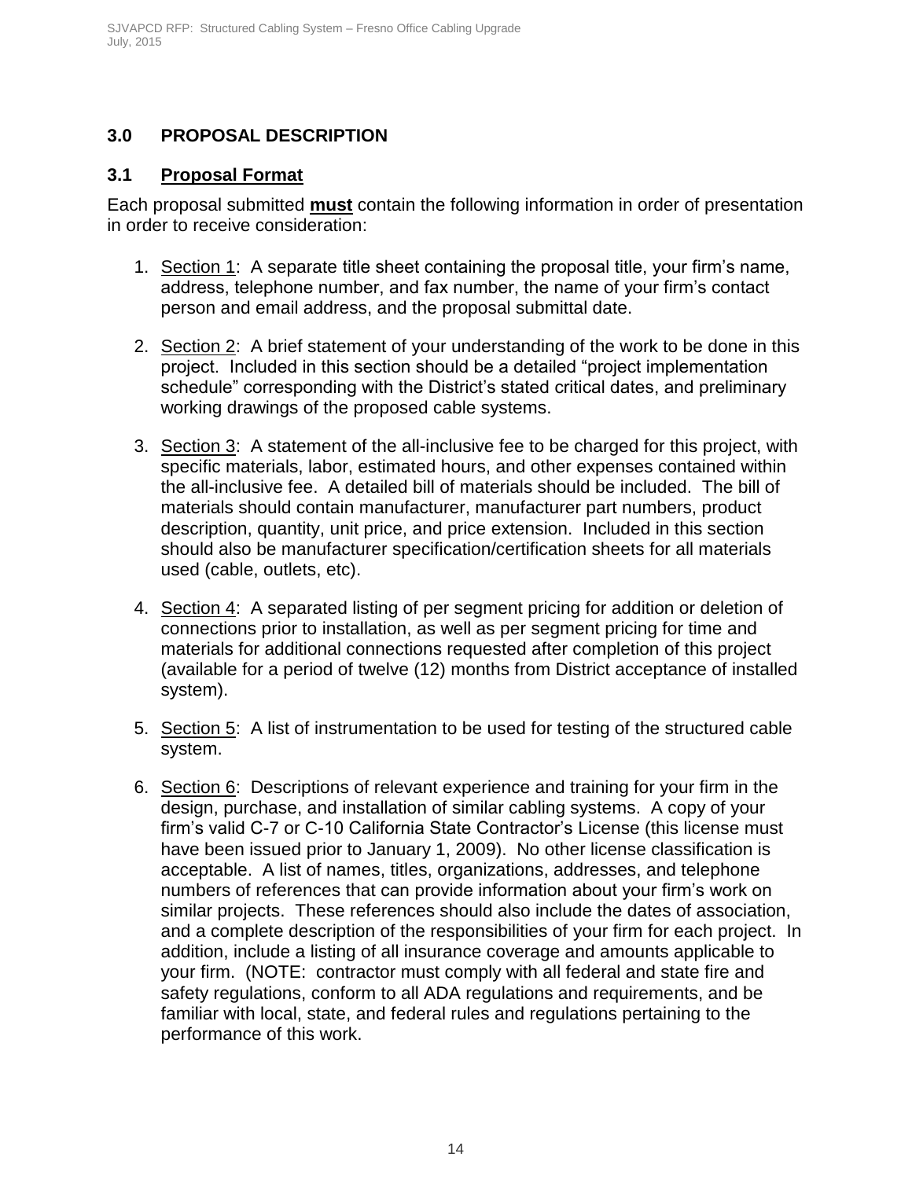## 3.0 PROPOSAL DESCRIPTION

### 3.1 Proposal Format

Each proposal submitted **must** contain the following information in order of presentation in order to receive consideration:

1. Section 1: A separate title sheet containing the proposal title, your firm's name, address, telephone number, and fax number, the name of your firm's contact person and email address, and the proposal submittal date.

2. Section 2: A brief statement of your understanding of the work to be done in this project. Included in this section should be a detailed "project implementation schedule" corresponding with the District's stated critical dates, and preliminary working drawings of the proposed cable systems.

3. Section 3: A statement of the all-inclusive fee to be charged for this project, with specific materials, labor, estimated hours, and other expenses contained within the all-inclusive fee. A detailed bill of materials should be included. The bill of materials should contain manufacturer, manufacturer part numbers, product description, quantity, unit price, and price extension. Included in this section should also be manufacturer specification/certification sheets for all materials used (cable, outlets, etc).

4. Section 4: A separated listing of per segment pricing for addition or deletion of connections prior to installation, as well as per segment pricing for time and materials for additional connections requested after completion of this project (available for a period of twelve (12) months from District acceptance of installed system).

5. Section 5: A list of instrumentation to be used for testing of the structured cable system.

6. Section 6: Descriptions of relevant experience and training for your firm in the design, purchase, and installation of similar cabling systems. A copy of your firm's valid C-7 or C-10 California State Contractor's License (this license must have been issued prior to January 1, 2009). No other license classification is acceptable. A list of names, titles, organizations, addresses, and telephone numbers of references that can provide information about your firm's work on similar projects. These references should also include the dates of association, and a complete description of the responsibilities of your firm for each project. In addition, include a listing of all insurance coverage and amounts applicable to your firm. (NOTE: contractor must comply with all federal and state fire and safety regulations, conform to all ADA regulations and requirements, and be familiar with local, state, and federal rules and regulations pertaining to the performance of this work.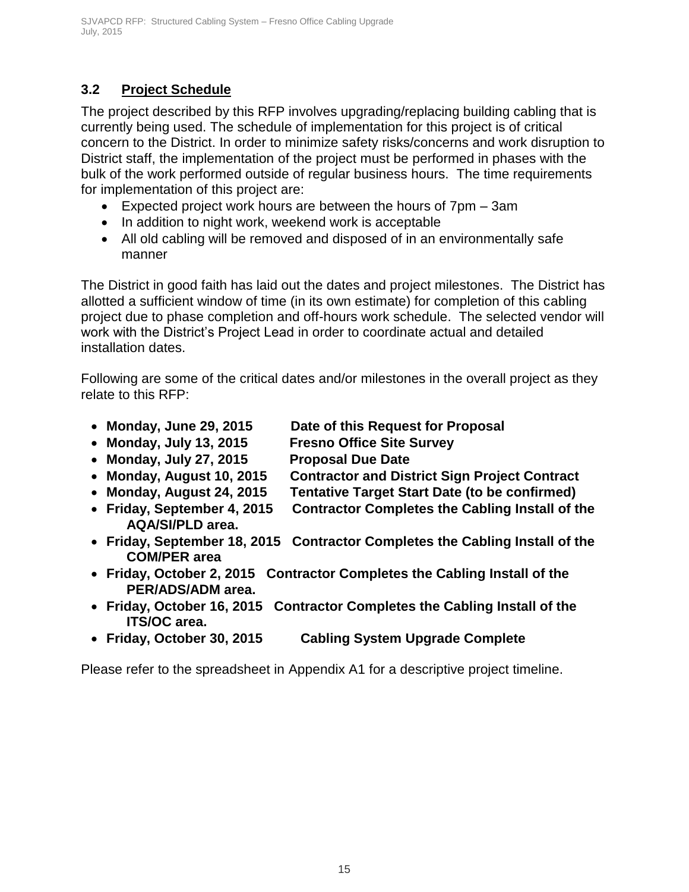## 3.2 Project Schedule

The project described by this RFP involves upgrading/replacing building cabling that is currently being used. The schedule of implementation for this project is of critical concern to the District. In order to minimize safety risks/concerns and work disruption to District staff, the implementation of the project must be performed in phases with the bulk of the work performed outside of regular business hours. The time requirements for implementation of this project are:

- Expected project work hours are between the hours of 7pm – 3am
- In addition to night work, weekend work is acceptable
- All old cabling will be removed and disposed of in an environmentally safe manner

The District in good faith has laid out the dates and project milestones. The District has allotted a sufficient window of time (in its own estimate) for completion of this cabling project due to phase completion and off-hours work schedule. The selected vendor will work with the District's Project Lead in order to coordinate actual and detailed installation dates.

Following are some of the critical dates and/or milestones in the overall project as they relate to this RFP:

- **Monday, June 29, 2015 Date of this Request for Proposal**
- **Monday, July 13, 2015 Fresno Office Site Survey**
- **Monday, July 27, 2015 Proposal Due Date**
- **Monday, August 10, 2015 Contractor and District Sign Project Contract**
- **Monday, August 24, 2015 Tentative Target Start Date (to be confirmed)**
- **Friday, September 4, 2015 Contractor Completes the Cabling Install of the AQA/SI/PLD area.**
- **Friday, September 18, 2015 Contractor Completes the Cabling Install of the COM/PER area**
- **Friday, October 2, 2015 Contractor Completes the Cabling Install of the PER/ADS/ADM area.**
- **Friday, October 16, 2015 Contractor Completes the Cabling Install of the ITS/OC area.**
- **Friday, October 30, 2015 Cabling System Upgrade Complete**

Please refer to the spreadsheet in Appendix A1 for a descriptive project timeline.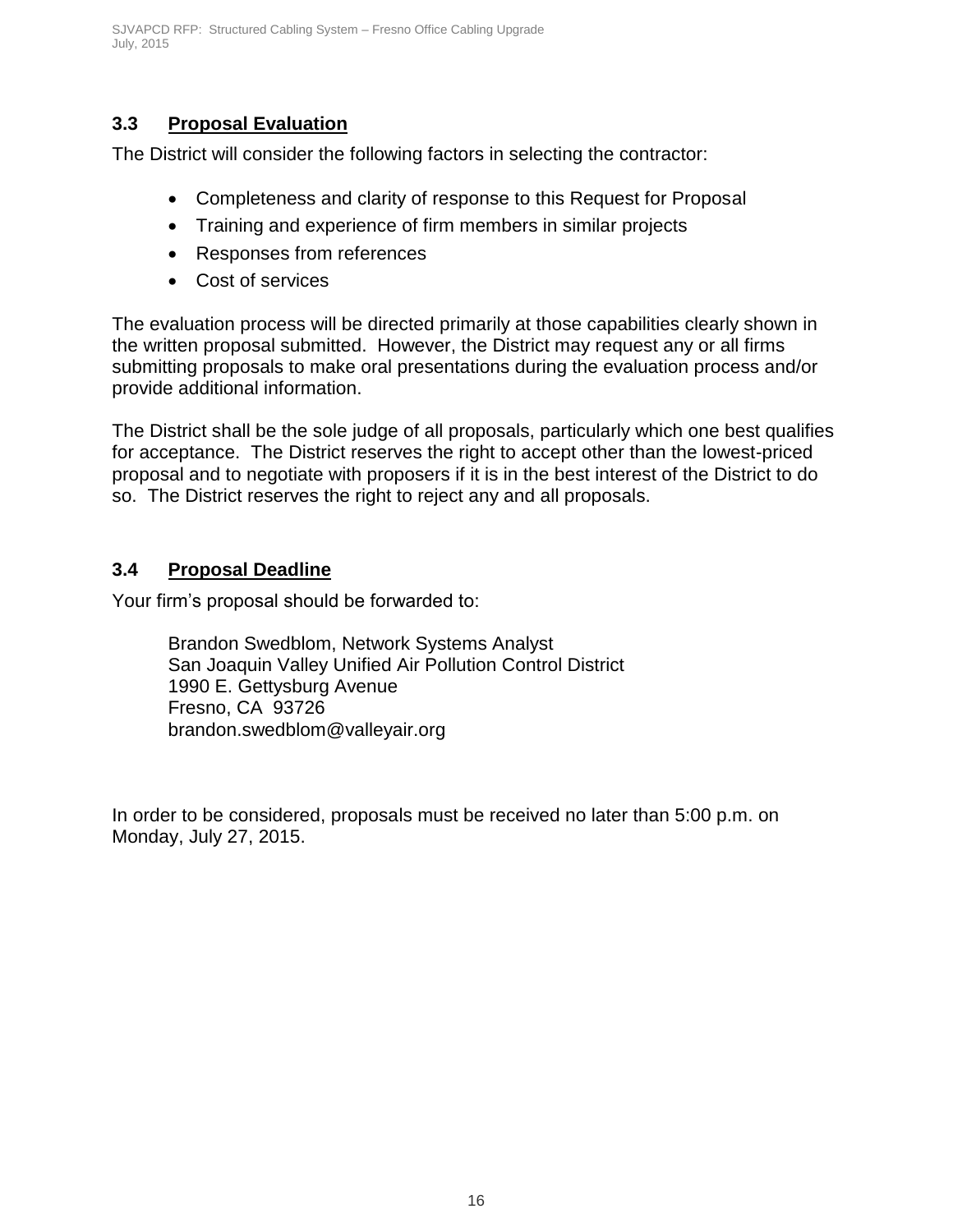## 3.3 Proposal Evaluation

The District will consider the following factors in selecting the contractor:

- Completeness and clarity of response to this Request for Proposal
- Training and experience of firm members in similar projects
- Responses from references
- Cost of services

The evaluation process will be directed primarily at those capabilities clearly shown in the written proposal submitted. However, the District may request any or all firms submitting proposals to make oral presentations during the evaluation process and/or provide additional information.

The District shall be the sole judge of all proposals, particularly which one best qualifies for acceptance. The District reserves the right to accept other than the lowest-priced proposal and to negotiate with proposers if it is in the best interest of the District to do so. The District reserves the right to reject any and all proposals.

## 3.4 Proposal Deadline

Your firm's proposal should be forwarded to:

Brandon Swedblom, Network Systems Analyst
San Joaquin Valley Unified Air Pollution Control District
1990 E. Gettysburg Avenue
Fresno, CA 93726
brandon.swedblom@valleyair.org

In order to be considered, proposals must be received no later than 5:00 p.m. on Monday, July 27, 2015.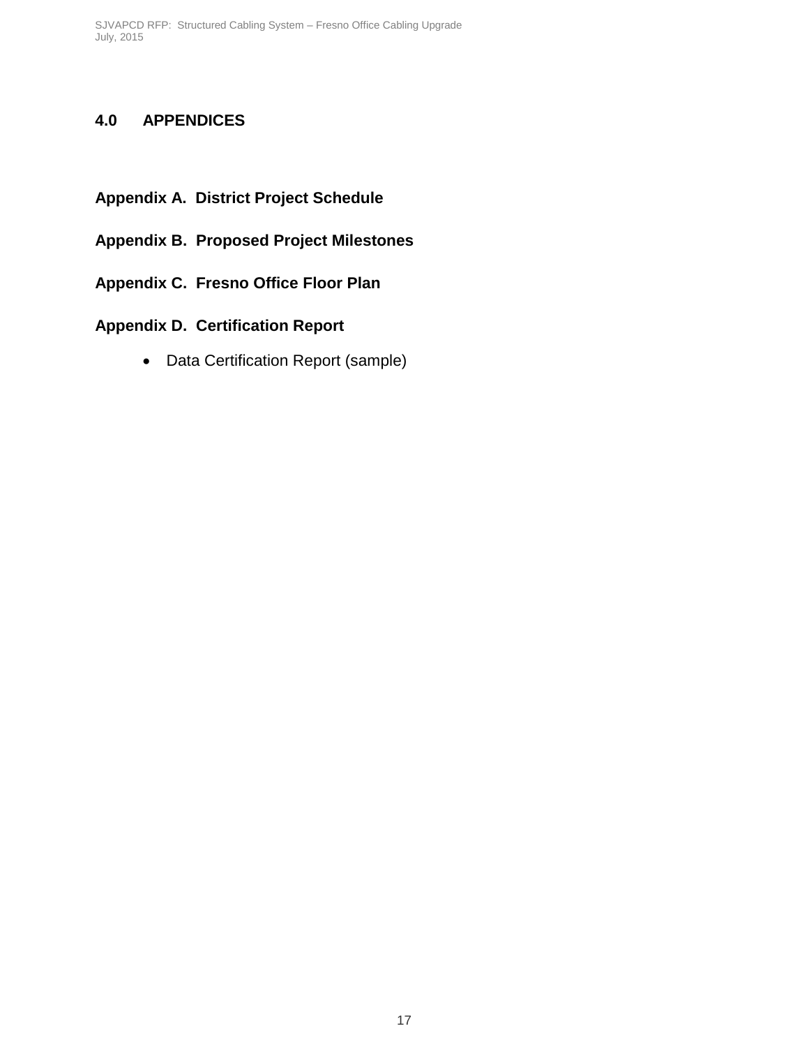## 4.0 APPENDICES

**Appendix A. District Project Schedule**

**Appendix B. Proposed Project Milestones**

**Appendix C. Fresno Office Floor Plan**

**Appendix D. Certification Report**

- Data Certification Report (sample)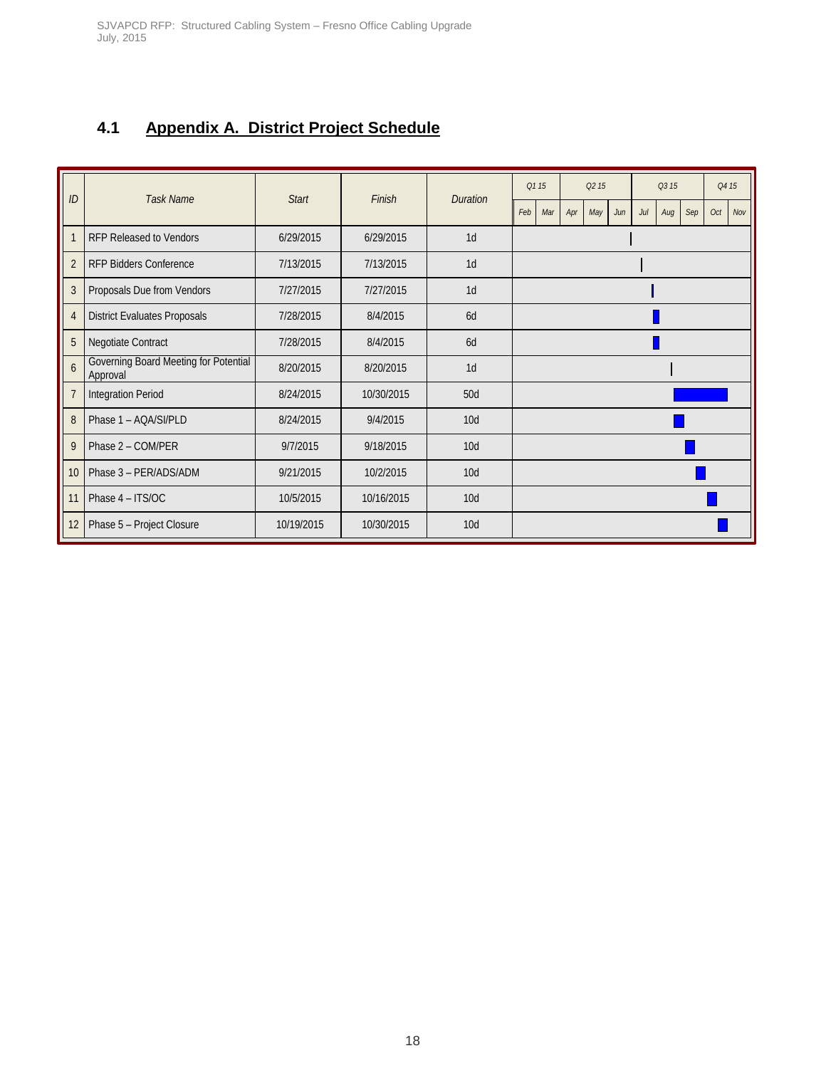## 4.1 Appendix A. District Project Schedule

| ID | Task Name | Start | Finish | Duration |
|---|---|---|---|---|
| 1 | RFP Released to Vendors | 6/29/2015 | 6/29/2015 | 1d |
| 2 | RFP Bidders Conference | 7/13/2015 | 7/13/2015 | 1d |
| 3 | Proposals Due from Vendors | 7/27/2015 | 7/27/2015 | 1d |
| 4 | District Evaluates Proposals | 7/28/2015 | 8/4/2015 | 6d |
| 5 | Negotiate Contract | 7/28/2015 | 8/4/2015 | 6d |
| 6 | Governing Board Meeting for Potential Approval | 8/20/2015 | 8/20/2015 | 1d |
| 7 | Integration Period | 8/24/2015 | 10/30/2015 | 50d |
| 8 | Phase 1 – AQA/SI/PLD | 8/24/2015 | 9/4/2015 | 10d |
| 9 | Phase 2 – COM/PER | 9/7/2015 | 9/18/2015 | 10d |
| 10 | Phase 3 – PER/ADS/ADM | 9/21/2015 | 10/2/2015 | 10d |
| 11 | Phase 4 – ITS/OC | 10/5/2015 | 10/16/2015 | 10d |
| 12 | Phase 5 – Project Closure | 10/19/2015 | 10/30/2015 | 10d |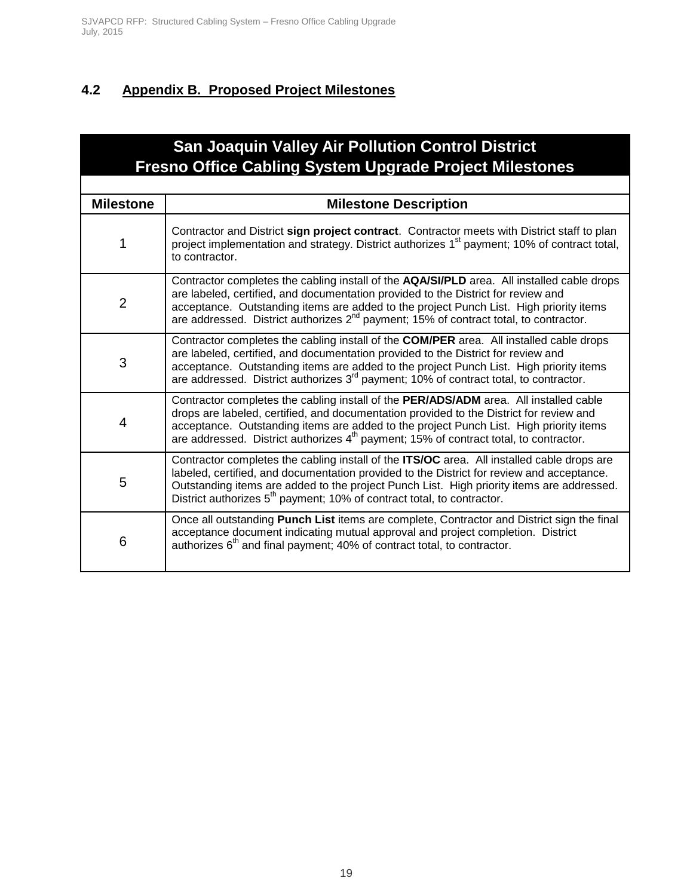## 4.2 Appendix B. Proposed Project Milestones

| San Joaquin Valley Air Pollution Control District<br>Fresno Office Cabling System Upgrade Project Milestones | |
|---|---|
| **Milestone** | **Milestone Description** |
| 1 | Contractor and District **sign project contract**. Contractor meets with District staff to plan project implementation and strategy. District authorizes 1st payment; 10% of contract total, to contractor. |
| 2 | Contractor completes the cabling install of the **AQA/SI/PLD** area. All installed cable drops are labeled, certified, and documentation provided to the District for review and acceptance. Outstanding items are added to the project Punch List. High priority items are addressed. District authorizes 2nd payment; 15% of contract total, to contractor. |
| 3 | Contractor completes the cabling install of the **COM/PER** area. All installed cable drops are labeled, certified, and documentation provided to the District for review and acceptance. Outstanding items are added to the project Punch List. High priority items are addressed. District authorizes 3rd payment; 10% of contract total, to contractor. |
| 4 | Contractor completes the cabling install of the **PER/ADS/ADM** area. All installed cable drops are labeled, certified, and documentation provided to the District for review and acceptance. Outstanding items are added to the project Punch List. High priority items are addressed. District authorizes 4th payment; 15% of contract total, to contractor. |
| 5 | Contractor completes the cabling install of the **ITS/OC** area. All installed cable drops are labeled, certified, and documentation provided to the District for review and acceptance. Outstanding items are added to the project Punch List. High priority items are addressed. District authorizes 5th payment; 10% of contract total, to contractor. |
| 6 | Once all outstanding **Punch List** items are complete, Contractor and District sign the final acceptance document indicating mutual approval and project completion. District authorizes 6th and final payment; 40% of contract total, to contractor. |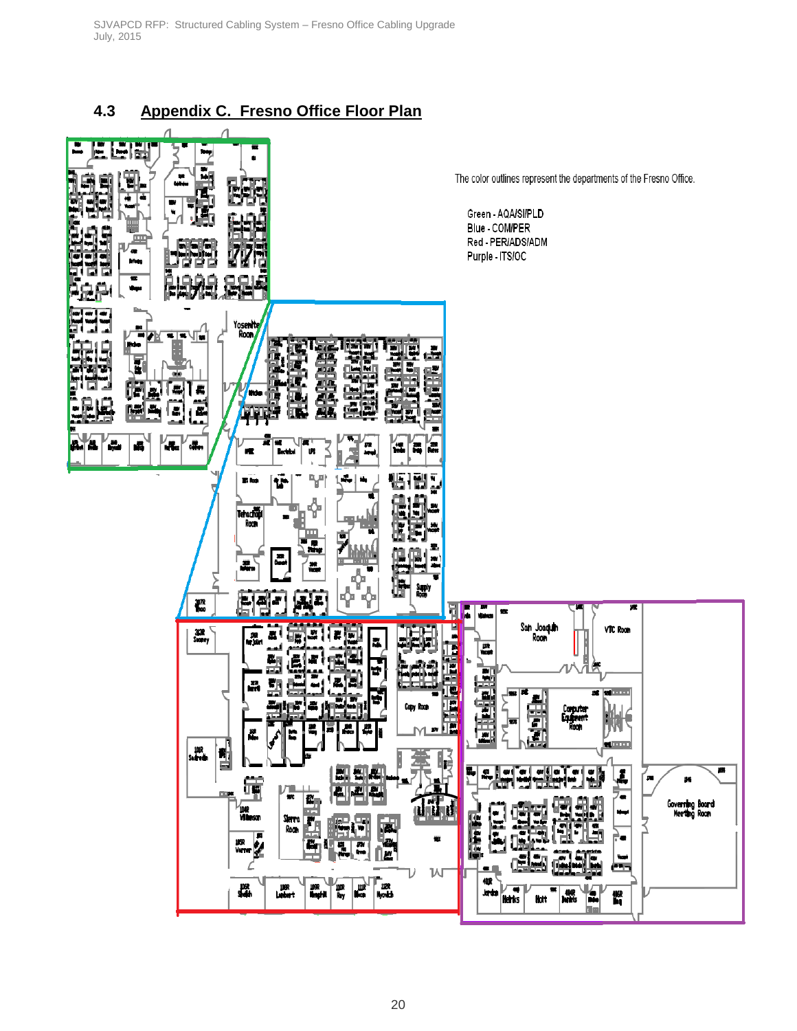## 4.3 Appendix C. Fresno Office Floor Plan

The color outlines represent the departments of the Fresno Office.

Green - AQA/SI/PLD
Blue - COM/PER
Red - PER/ADS/ADM
Purple - ITS/OC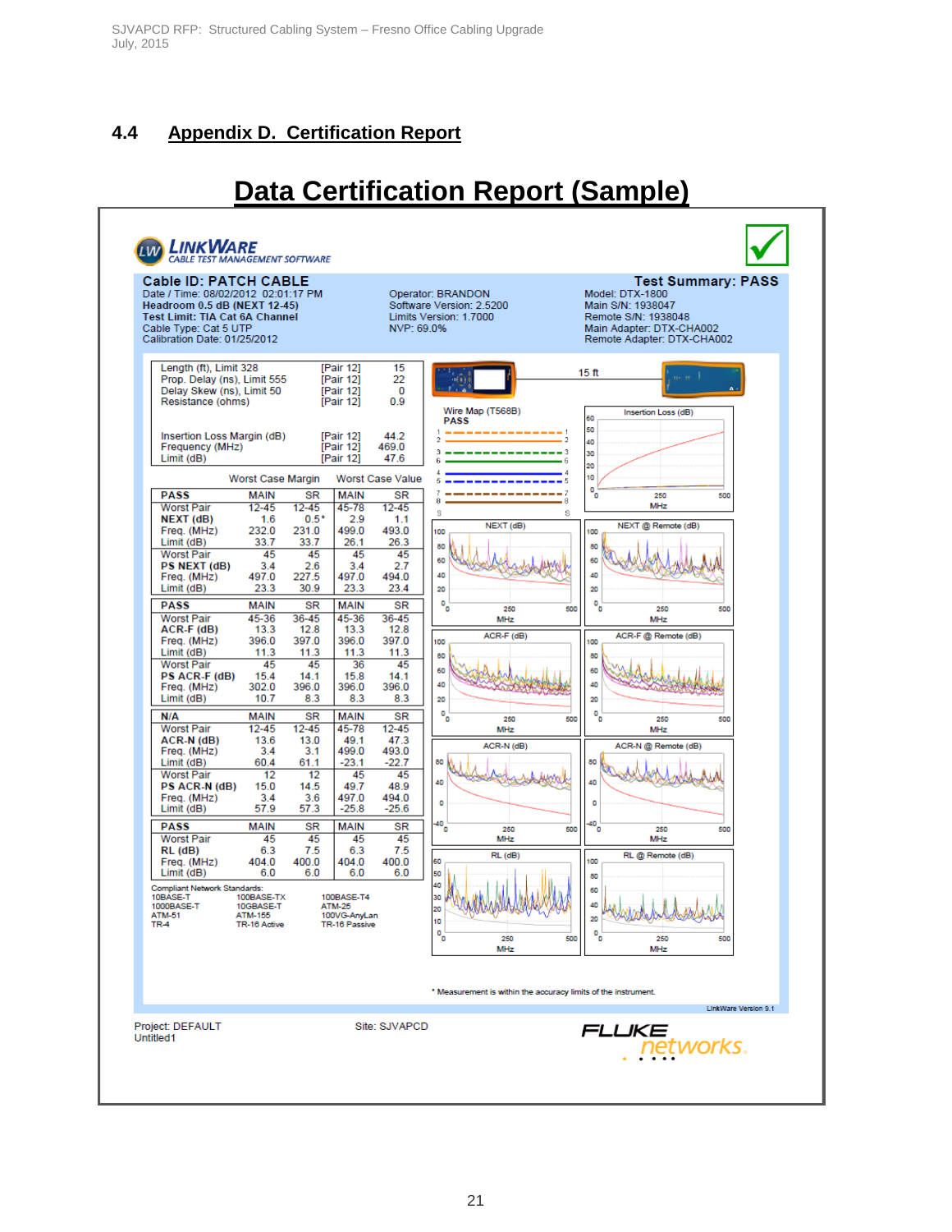## 4.4 Appendix D. Certification Report

# Data Certification Report (Sample)

LINKWARE
CABLE TEST MANAGEMENT SOFTWARE

**Cable ID: PATCH CABLE**
Date / Time: 08/02/2012 02:01:17 PM
**Headroom 0.5 dB (NEXT 12-45)**
**Test Limit: TIA Cat 6A Channel**
Cable Type: Cat 5 UTP
Calibration Date: 01/25/2012

Operator: BRANDON
Software Version: 2.5200
Limits Version: 1.7000
NVP: 69.0%

**Test Summary: PASS**
Model: DTX-1800
Main S/N: 1938047
Remote S/N: 1938048
Main Adapter: DTX-CHA002
Remote Adapter: DTX-CHA002

| | | |
|---|---|---|
| Length (ft), Limit 328 | [Pair 12] | 15 |
| Prop. Delay (ns), Limit 555 | [Pair 12] | 22 |
| Delay Skew (ns), Limit 50 | [Pair 12] | 0 |
| Resistance (ohms) | [Pair 12] | 0.9 |
| Insertion Loss Margin (dB) | [Pair 12] | 44.2 |
| Frequency (MHz) | [Pair 12] | 469.0 |
| Limit (dB) | [Pair 12] | 47.6 |

| | Worst Case Margin | | Worst Case Value | |
|---|---|---|---|---|
| **PASS** | MAIN | SR | MAIN | SR |
| Worst Pair | 12-45 | 12-45 | 45-78 | 12-45 |
| **NEXT (dB)** | 1.6 | 0.5* | 2.9 | 1.1 |
| Freq. (MHz) | 232.0 | 231.0 | 499.0 | 493.0 |
| Limit (dB) | 33.7 | 33.7 | 26.1 | 26.3 |
| Worst Pair | 45 | 45 | 45 | 45 |
| **PS NEXT (dB)** | 3.4 | 2.6 | 3.4 | 2.7 |
| Freq. (MHz) | 497.0 | 227.5 | 497.0 | 494.0 |
| Limit (dB) | 23.3 | 30.9 | 23.3 | 23.4 |
| **PASS** | MAIN | SR | MAIN | SR |
| Worst Pair | 45-36 | 36-45 | 45-36 | 36-45 |
| **ACR-F (dB)** | 13.3 | 12.8 | 13.3 | 12.8 |
| Freq. (MHz) | 396.0 | 397.0 | 396.0 | 397.0 |
| Limit (dB) | 11.3 | 11.3 | 11.3 | 11.3 |
| Worst Pair | 45 | 45 | 36 | 45 |
| **PS ACR-F (dB)** | 15.4 | 14.1 | 15.8 | 14.1 |
| Freq. (MHz) | 302.0 | 396.0 | 396.0 | 396.0 |
| Limit (dB) | 10.7 | 8.3 | 8.3 | 8.3 |
| **N/A** | MAIN | SR | MAIN | SR |
| Worst Pair | 12-45 | 12-45 | 45-78 | 12-45 |
| **ACR-N (dB)** | 13.6 | 13.0 | 49.1 | 47.3 |
| Freq. (MHz) | 3.4 | 3.1 | 499.0 | 493.0 |
| Limit (dB) | 60.4 | 61.1 | -23.1 | -22.7 |
| Worst Pair | 12 | 12 | 45 | 45 |
| **PS ACR-N (dB)** | 15.0 | 14.5 | 49.7 | 48.9 |
| Freq. (MHz) | 3.4 | 3.6 | 497.0 | 494.0 |
| Limit (dB) | 57.9 | 57.3 | -25.8 | -25.6 |
| **PASS** | MAIN | SR | MAIN | SR |
| Worst Pair | 45 | 45 | 45 | 45 |
| **RL (dB)** | 6.3 | 7.5 | 6.3 | 7.5 |
| Freq. (MHz) | 404.0 | 400.0 | 404.0 | 400.0 |
| Limit (dB) | 6.0 | 6.0 | 6.0 | 6.0 |

15 ft

Wire Map (T568B)
**PASS**

Insertion Loss (dB)

NEXT (dB)

NEXT @ Remote (dB)

ACR-F (dB)

ACR-F @ Remote (dB)

ACR-N (dB)

ACR-N @ Remote (dB)

RL (dB)

RL @ Remote (dB)

Compliant Network Standards:

| | | |
|---|---|---|
| 10BASE-T | 100BASE-TX | 100BASE-T4 |
| 1000BASE-T | 10GBASE-T | ATM-25 |
| ATM-51 | ATM-155 | 100VG-AnyLan |
| TR-4 | TR-16 Active | TR-16 Passive |

\* Measurement is within the accuracy limits of the instrument.

LinkWare Version 9.1

Project: DEFAULT
Untitled1

Site: SJVAPCD

FLUKE networks